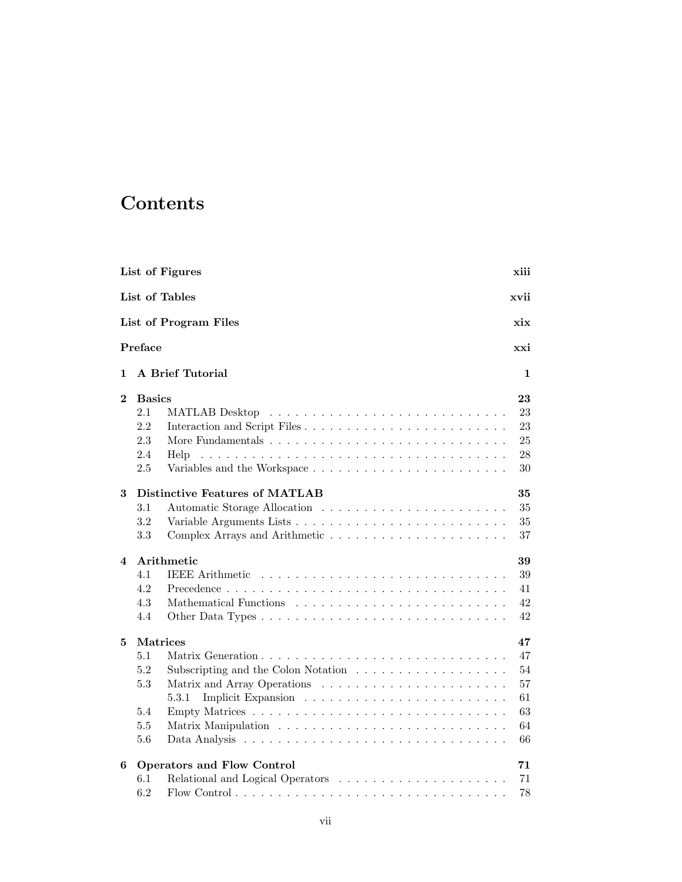# Contents

**List of Figures** **xiii**

**List of Tables** **xvii**

**List of Program Files** **xix**

**Preface** **xxi**

**1 A Brief Tutorial** **1**

**2 Basics** **23**
- 2.1 MATLAB Desktop . . . . . . . . . . . . . . . . . . . . . . . . . . . . 23
- 2.2 Interaction and Script Files . . . . . . . . . . . . . . . . . . . . . . . . 23
- 2.3 More Fundamentals . . . . . . . . . . . . . . . . . . . . . . . . . . . 25
- 2.4 Help . . . . . . . . . . . . . . . . . . . . . . . . . . . . . . . . . . . 28
- 2.5 Variables and the Workspace . . . . . . . . . . . . . . . . . . . . . . . 30

**3 Distinctive Features of MATLAB** **35**
- 3.1 Automatic Storage Allocation . . . . . . . . . . . . . . . . . . . . . . 35
- 3.2 Variable Arguments Lists . . . . . . . . . . . . . . . . . . . . . . . . . 35
- 3.3 Complex Arrays and Arithmetic . . . . . . . . . . . . . . . . . . . . . 37

**4 Arithmetic** **39**
- 4.1 IEEE Arithmetic . . . . . . . . . . . . . . . . . . . . . . . . . . . . . 39
- 4.2 Precedence . . . . . . . . . . . . . . . . . . . . . . . . . . . . . . . . 41
- 4.3 Mathematical Functions . . . . . . . . . . . . . . . . . . . . . . . . . 42
- 4.4 Other Data Types . . . . . . . . . . . . . . . . . . . . . . . . . . . . . 42

**5 Matrices** **47**
- 5.1 Matrix Generation . . . . . . . . . . . . . . . . . . . . . . . . . . . . 47
- 5.2 Subscripting and the Colon Notation . . . . . . . . . . . . . . . . . . 54
- 5.3 Matrix and Array Operations . . . . . . . . . . . . . . . . . . . . . . 57
  - 5.3.1 Implicit Expansion . . . . . . . . . . . . . . . . . . . . . . . . 61
- 5.4 Empty Matrices . . . . . . . . . . . . . . . . . . . . . . . . . . . . . 63
- 5.5 Matrix Manipulation . . . . . . . . . . . . . . . . . . . . . . . . . . . 64
- 5.6 Data Analysis . . . . . . . . . . . . . . . . . . . . . . . . . . . . . . 66

**6 Operators and Flow Control** **71**
- 6.1 Relational and Logical Operators . . . . . . . . . . . . . . . . . . . . 71
- 6.2 Flow Control . . . . . . . . . . . . . . . . . . . . . . . . . . . . . . . 78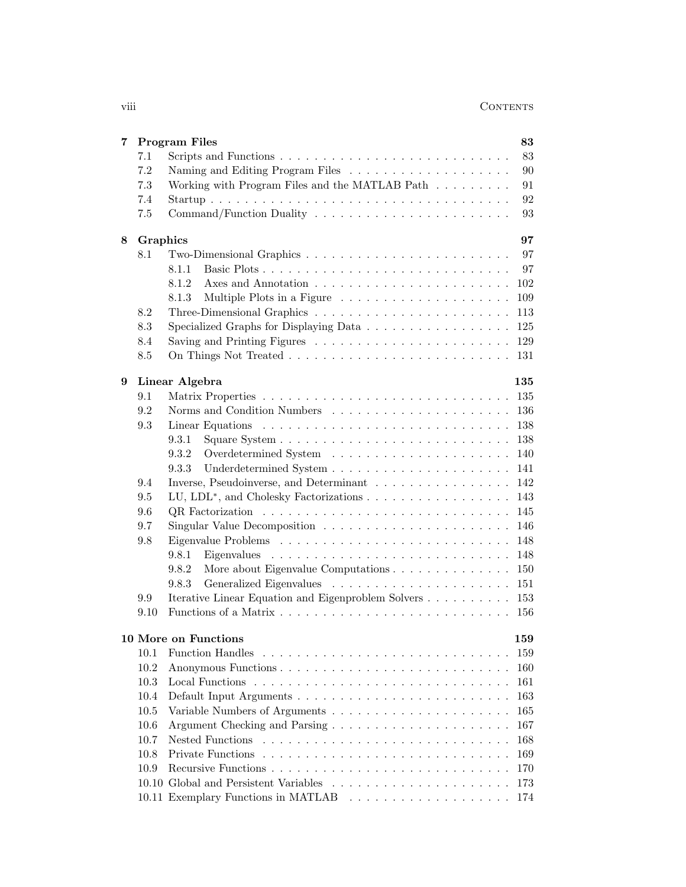**7 Program Files** 83

- 7.1 Scripts and Functions . . . 83
- 7.2 Naming and Editing Program Files . . . 90
- 7.3 Working with Program Files and the MATLAB Path . . . 91
- 7.4 Startup . . . 92
- 7.5 Command/Function Duality . . . 93

**8 Graphics** 97

- 8.1 Two-Dimensional Graphics . . . 97
  - 8.1.1 Basic Plots . . . 97
  - 8.1.2 Axes and Annotation . . . 102
  - 8.1.3 Multiple Plots in a Figure . . . 109
- 8.2 Three-Dimensional Graphics . . . 113
- 8.3 Specialized Graphs for Displaying Data . . . 125
- 8.4 Saving and Printing Figures . . . 129
- 8.5 On Things Not Treated . . . 131

**9 Linear Algebra** 135

- 9.1 Matrix Properties . . . 135
- 9.2 Norms and Condition Numbers . . . 136
- 9.3 Linear Equations . . . 138
  - 9.3.1 Square System . . . 138
  - 9.3.2 Overdetermined System . . . 140
  - 9.3.3 Underdetermined System . . . 141
- 9.4 Inverse, Pseudoinverse, and Determinant . . . 142
- 9.5 LU, $LDL^*$, and Cholesky Factorizations . . . 143
- 9.6 QR Factorization . . . 145
- 9.7 Singular Value Decomposition . . . 146
- 9.8 Eigenvalue Problems . . . 148
  - 9.8.1 Eigenvalues . . . 148
  - 9.8.2 More about Eigenvalue Computations . . . 150
  - 9.8.3 Generalized Eigenvalues . . . 151
- 9.9 Iterative Linear Equation and Eigenproblem Solvers . . . 153
- 9.10 Functions of a Matrix . . . 156

**10 More on Functions** 159

- 10.1 Function Handles . . . 159
- 10.2 Anonymous Functions . . . 160
- 10.3 Local Functions . . . 161
- 10.4 Default Input Arguments . . . 163
- 10.5 Variable Numbers of Arguments . . . 165
- 10.6 Argument Checking and Parsing . . . 167
- 10.7 Nested Functions . . . 168
- 10.8 Private Functions . . . 169
- 10.9 Recursive Functions . . . 170
- 10.10 Global and Persistent Variables . . . 173
- 10.11 Exemplary Functions in MATLAB . . . 174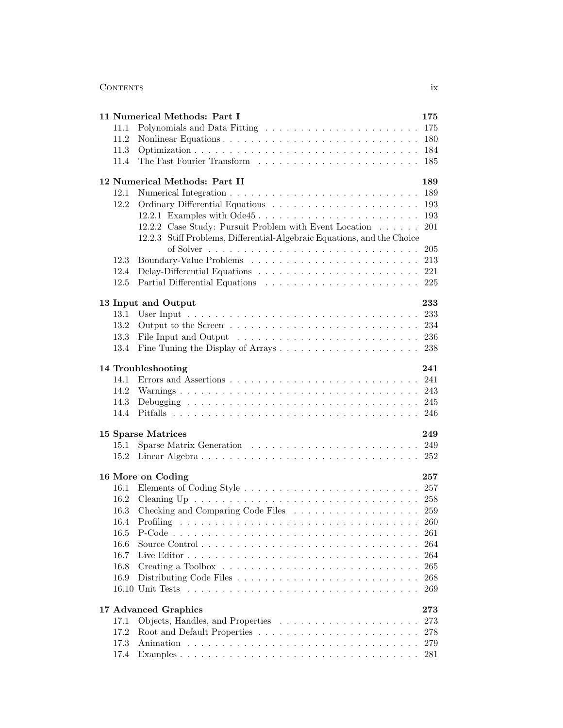**11 Numerical Methods: Part I** **175**

11.1 Polynomials and Data Fitting . . . . . . . . . . . . . . . . . . . . . . 175
11.2 Nonlinear Equations . . . . . . . . . . . . . . . . . . . . . . . . . . . . 180
11.3 Optimization . . . . . . . . . . . . . . . . . . . . . . . . . . . . . . . . 184
11.4 The Fast Fourier Transform . . . . . . . . . . . . . . . . . . . . . . . 185

**12 Numerical Methods: Part II** **189**

12.1 Numerical Integration . . . . . . . . . . . . . . . . . . . . . . . . . . . 189
12.2 Ordinary Differential Equations . . . . . . . . . . . . . . . . . . . . . 193
  12.2.1 Examples with Ode45 . . . . . . . . . . . . . . . . . . . . . . . 193
  12.2.2 Case Study: Pursuit Problem with Event Location . . . . . . 201
  12.2.3 Stiff Problems, Differential-Algebraic Equations, and the Choice of Solver . . . . . . . . . . . . . . . . . . . . . . . . . . . . . 205
12.3 Boundary-Value Problems . . . . . . . . . . . . . . . . . . . . . . . . 213
12.4 Delay-Differential Equations . . . . . . . . . . . . . . . . . . . . . . . 221
12.5 Partial Differential Equations . . . . . . . . . . . . . . . . . . . . . . 225

**13 Input and Output** **233**

13.1 User Input . . . . . . . . . . . . . . . . . . . . . . . . . . . . . . . . . 233
13.2 Output to the Screen . . . . . . . . . . . . . . . . . . . . . . . . . . . 234
13.3 File Input and Output . . . . . . . . . . . . . . . . . . . . . . . . . . 236
13.4 Fine Tuning the Display of Arrays . . . . . . . . . . . . . . . . . . . . 238

**14 Troubleshooting** **241**

14.1 Errors and Assertions . . . . . . . . . . . . . . . . . . . . . . . . . . . 241
14.2 Warnings . . . . . . . . . . . . . . . . . . . . . . . . . . . . . . . . . . 243
14.3 Debugging . . . . . . . . . . . . . . . . . . . . . . . . . . . . . . . . . 245
14.4 Pitfalls . . . . . . . . . . . . . . . . . . . . . . . . . . . . . . . . . . . 246

**15 Sparse Matrices** **249**

15.1 Sparse Matrix Generation . . . . . . . . . . . . . . . . . . . . . . . . 249
15.2 Linear Algebra . . . . . . . . . . . . . . . . . . . . . . . . . . . . . . . 252

**16 More on Coding** **257**

16.1 Elements of Coding Style . . . . . . . . . . . . . . . . . . . . . . . . . 257
16.2 Cleaning Up . . . . . . . . . . . . . . . . . . . . . . . . . . . . . . . . 258
16.3 Checking and Comparing Code Files . . . . . . . . . . . . . . . . . . 259
16.4 Profiling . . . . . . . . . . . . . . . . . . . . . . . . . . . . . . . . . . 260
16.5 P-Code . . . . . . . . . . . . . . . . . . . . . . . . . . . . . . . . . . . 261
16.6 Source Control . . . . . . . . . . . . . . . . . . . . . . . . . . . . . . . 264
16.7 Live Editor . . . . . . . . . . . . . . . . . . . . . . . . . . . . . . . . . 264
16.8 Creating a Toolbox . . . . . . . . . . . . . . . . . . . . . . . . . . . . 265
16.9 Distributing Code Files . . . . . . . . . . . . . . . . . . . . . . . . . . 268
16.10 Unit Tests . . . . . . . . . . . . . . . . . . . . . . . . . . . . . . . . . 269

**17 Advanced Graphics** **273**

17.1 Objects, Handles, and Properties . . . . . . . . . . . . . . . . . . . . 273
17.2 Root and Default Properties . . . . . . . . . . . . . . . . . . . . . . . 278
17.3 Animation . . . . . . . . . . . . . . . . . . . . . . . . . . . . . . . . . 279
17.4 Examples . . . . . . . . . . . . . . . . . . . . . . . . . . . . . . . . . . 281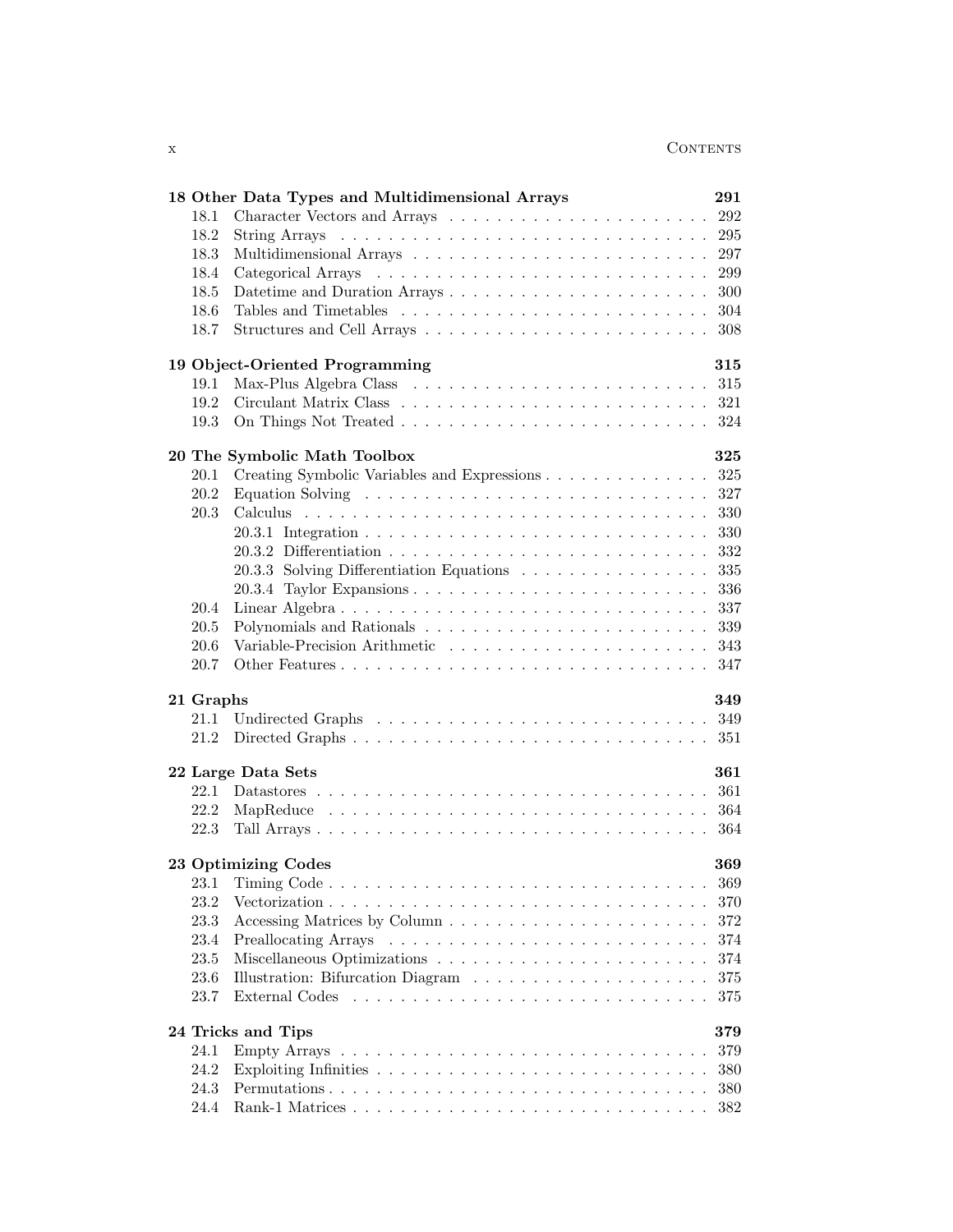**18 Other Data Types and Multidimensional Arrays** 291

- 18.1 Character Vectors and Arrays 292
- 18.2 String Arrays 295
- 18.3 Multidimensional Arrays 297
- 18.4 Categorical Arrays 299
- 18.5 Datetime and Duration Arrays 300
- 18.6 Tables and Timetables 304
- 18.7 Structures and Cell Arrays 308

**19 Object-Oriented Programming** 315

- 19.1 Max-Plus Algebra Class 315
- 19.2 Circulant Matrix Class 321
- 19.3 On Things Not Treated 324

**20 The Symbolic Math Toolbox** 325

- 20.1 Creating Symbolic Variables and Expressions 325
- 20.2 Equation Solving 327
- 20.3 Calculus 330
  - 20.3.1 Integration 330
  - 20.3.2 Differentiation 332
  - 20.3.3 Solving Differentiation Equations 335
  - 20.3.4 Taylor Expansions 336
- 20.4 Linear Algebra 337
- 20.5 Polynomials and Rationals 339
- 20.6 Variable-Precision Arithmetic 343
- 20.7 Other Features 347

**21 Graphs** 349

- 21.1 Undirected Graphs 349
- 21.2 Directed Graphs 351

**22 Large Data Sets** 361

- 22.1 Datastores 361
- 22.2 MapReduce 364
- 22.3 Tall Arrays 364

**23 Optimizing Codes** 369

- 23.1 Timing Code 369
- 23.2 Vectorization 370
- 23.3 Accessing Matrices by Column 372
- 23.4 Preallocating Arrays 374
- 23.5 Miscellaneous Optimizations 374
- 23.6 Illustration: Bifurcation Diagram 375
- 23.7 External Codes 375

**24 Tricks and Tips** 379

- 24.1 Empty Arrays 379
- 24.2 Exploiting Infinities 380
- 24.3 Permutations 380
- 24.4 Rank-1 Matrices 382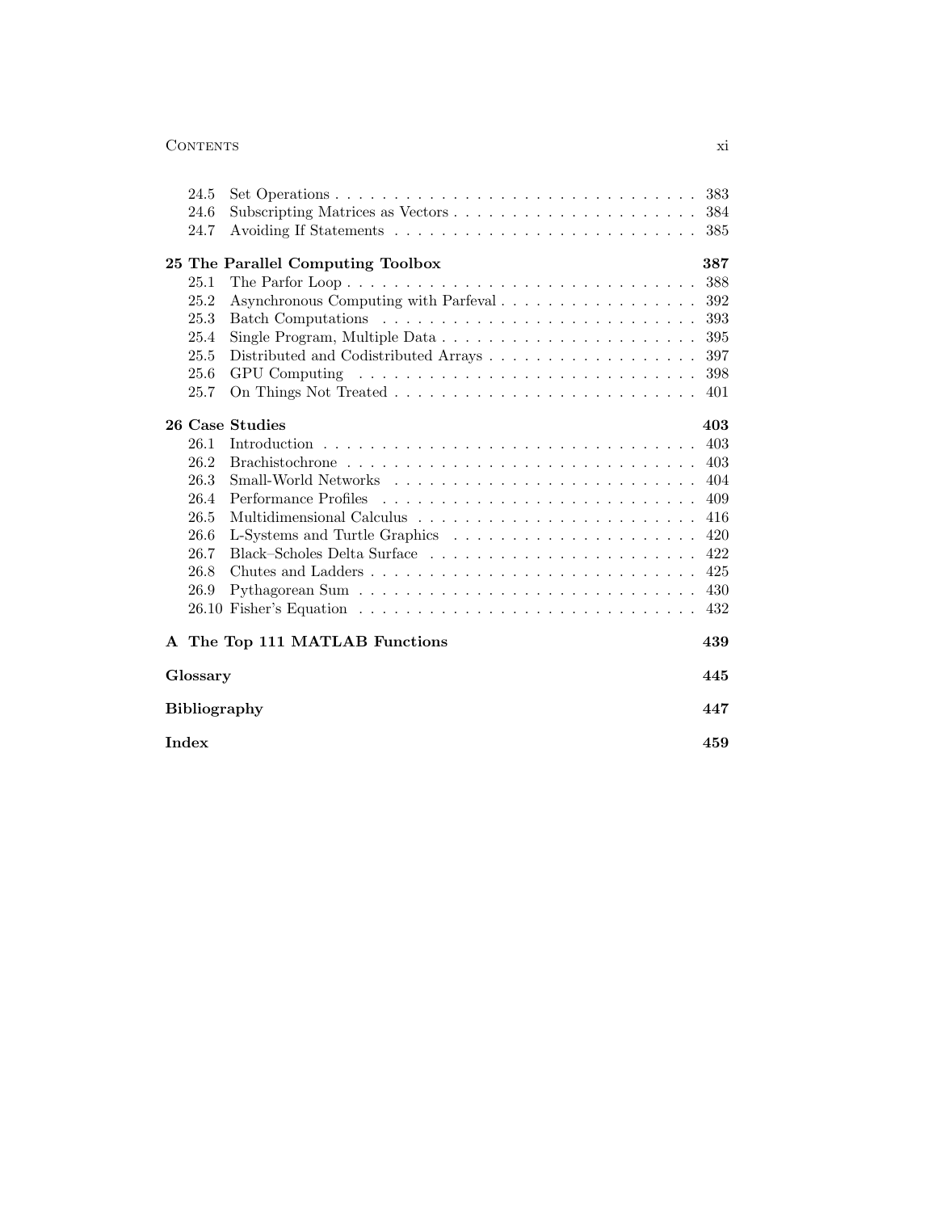| | | |
|---|---|---|
| 24.5 | Set Operations | 383 |
| 24.6 | Subscripting Matrices as Vectors | 384 |
| 24.7 | Avoiding If Statements | 385 |

**25 The Parallel Computing Toolbox** **387**

| | | |
|---|---|---|
| 25.1 | The Parfor Loop | 388 |
| 25.2 | Asynchronous Computing with Parfeval | 392 |
| 25.3 | Batch Computations | 393 |
| 25.4 | Single Program, Multiple Data | 395 |
| 25.5 | Distributed and Codistributed Arrays | 397 |
| 25.6 | GPU Computing | 398 |
| 25.7 | On Things Not Treated | 401 |

**26 Case Studies** **403**

| | | |
|---|---|---|
| 26.1 | Introduction | 403 |
| 26.2 | Brachistochrone | 403 |
| 26.3 | Small-World Networks | 404 |
| 26.4 | Performance Profiles | 409 |
| 26.5 | Multidimensional Calculus | 416 |
| 26.6 | L-Systems and Turtle Graphics | 420 |
| 26.7 | Black–Scholes Delta Surface | 422 |
| 26.8 | Chutes and Ladders | 425 |
| 26.9 | Pythagorean Sum | 430 |
| 26.10 | Fisher's Equation | 432 |

**A The Top 111 MATLAB Functions** **439**

**Glossary** **445**

**Bibliography** **447**

**Index** **459**